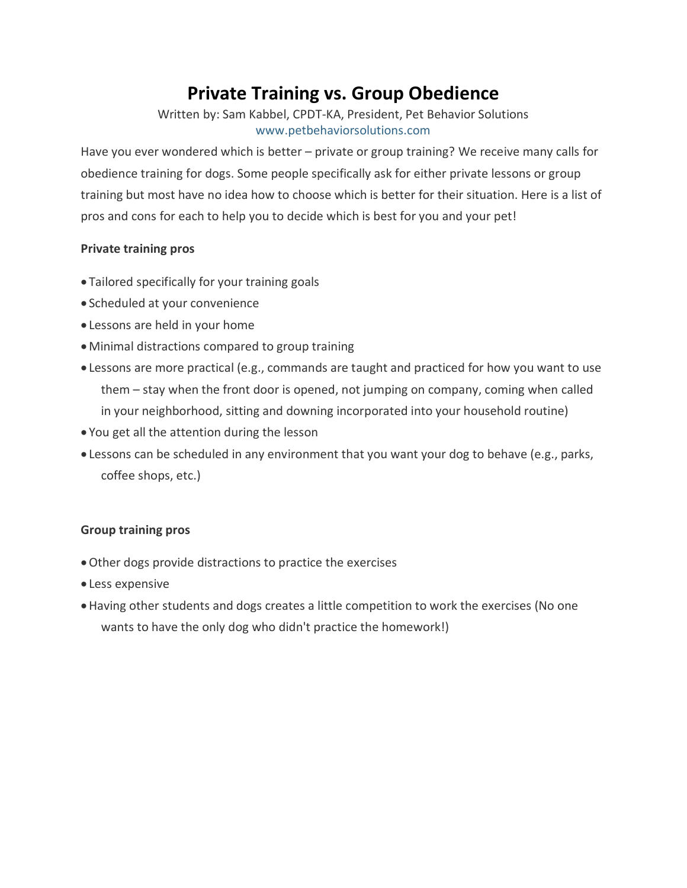# Private Training vs. Group Obedience

Written by: Sam Kabbel, CPDT-KA, President, Pet Behavior Solutions
www.petbehaviorsolutions.com

Have you ever wondered which is better – private or group training? We receive many calls for obedience training for dogs. Some people specifically ask for either private lessons or group training but most have no idea how to choose which is better for their situation. Here is a list of pros and cons for each to help you to decide which is best for you and your pet!

**Private training pros**

- Tailored specifically for your training goals
- Scheduled at your convenience
- Lessons are held in your home
- Minimal distractions compared to group training
- Lessons are more practical (e.g., commands are taught and practiced for how you want to use them – stay when the front door is opened, not jumping on company, coming when called in your neighborhood, sitting and downing incorporated into your household routine)
- You get all the attention during the lesson
- Lessons can be scheduled in any environment that you want your dog to behave (e.g., parks, coffee shops, etc.)

**Group training pros**

- Other dogs provide distractions to practice the exercises
- Less expensive
- Having other students and dogs creates a little competition to work the exercises (No one wants to have the only dog who didn't practice the homework!)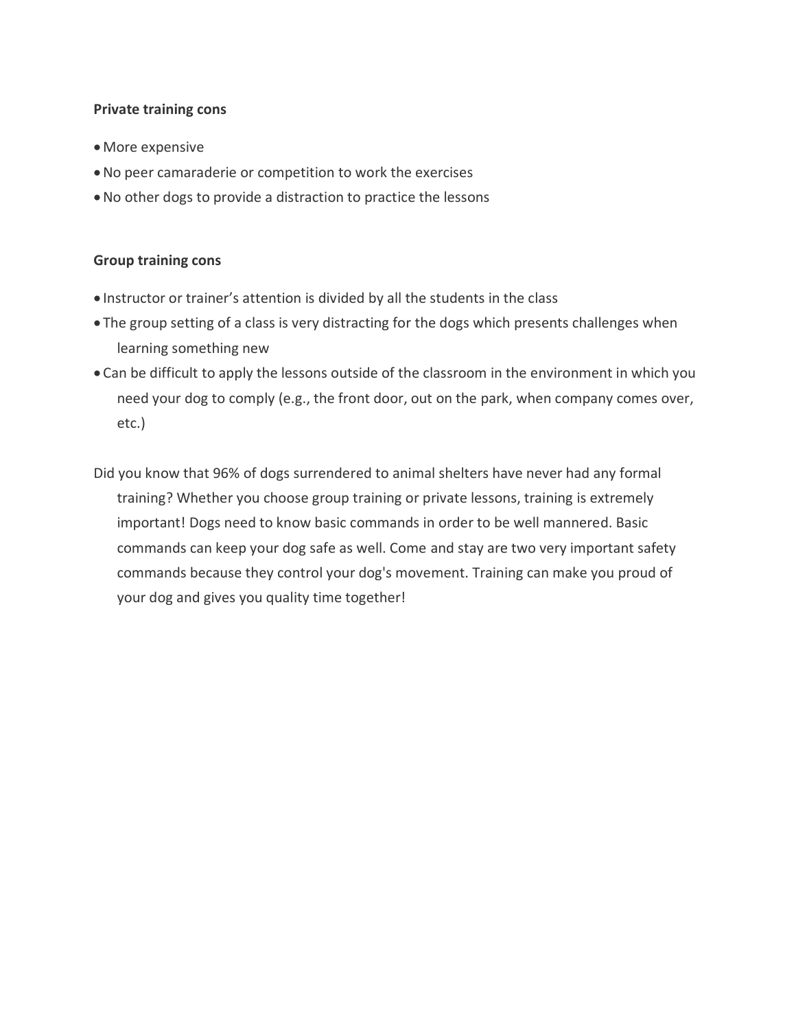**Private training cons**

- More expensive
- No peer camaraderie or competition to work the exercises
- No other dogs to provide a distraction to practice the lessons

**Group training cons**

- Instructor or trainer's attention is divided by all the students in the class
- The group setting of a class is very distracting for the dogs which presents challenges when learning something new
- Can be difficult to apply the lessons outside of the classroom in the environment in which you need your dog to comply (e.g., the front door, out on the park, when company comes over, etc.)

Did you know that 96% of dogs surrendered to animal shelters have never had any formal training? Whether you choose group training or private lessons, training is extremely important! Dogs need to know basic commands in order to be well mannered. Basic commands can keep your dog safe as well. Come and stay are two very important safety commands because they control your dog's movement. Training can make you proud of your dog and gives you quality time together!